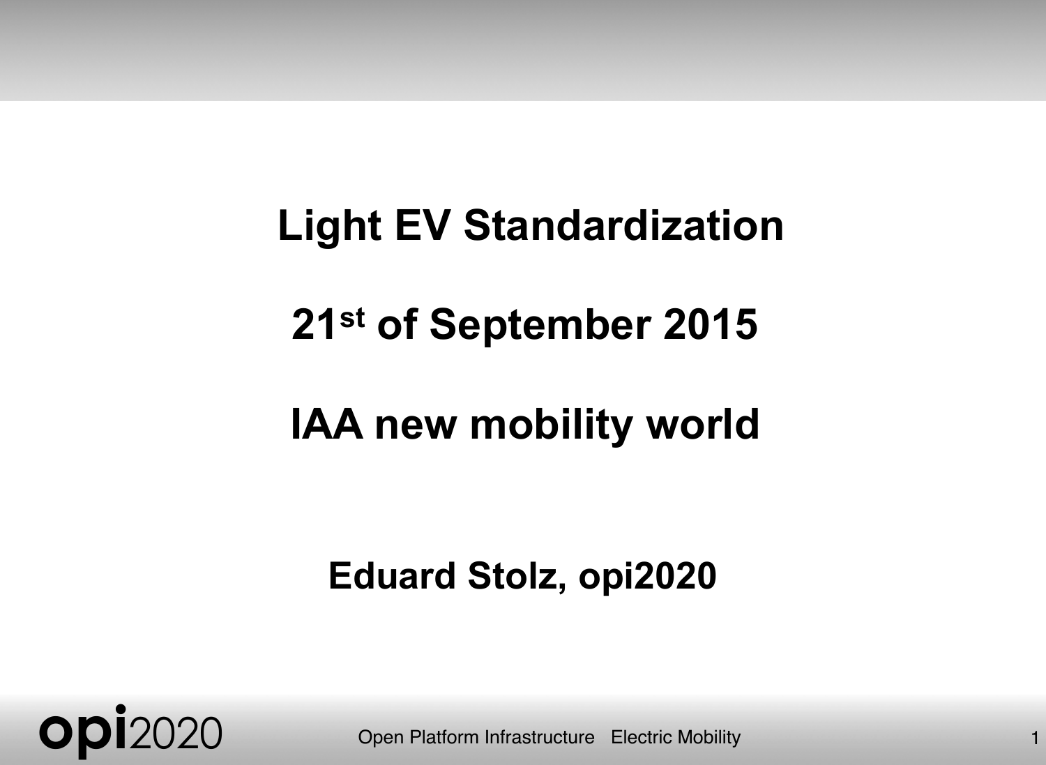# Light EV Standardization

## 21st of September 2015

## IAA new mobility world

**Eduard Stolz, opi2020**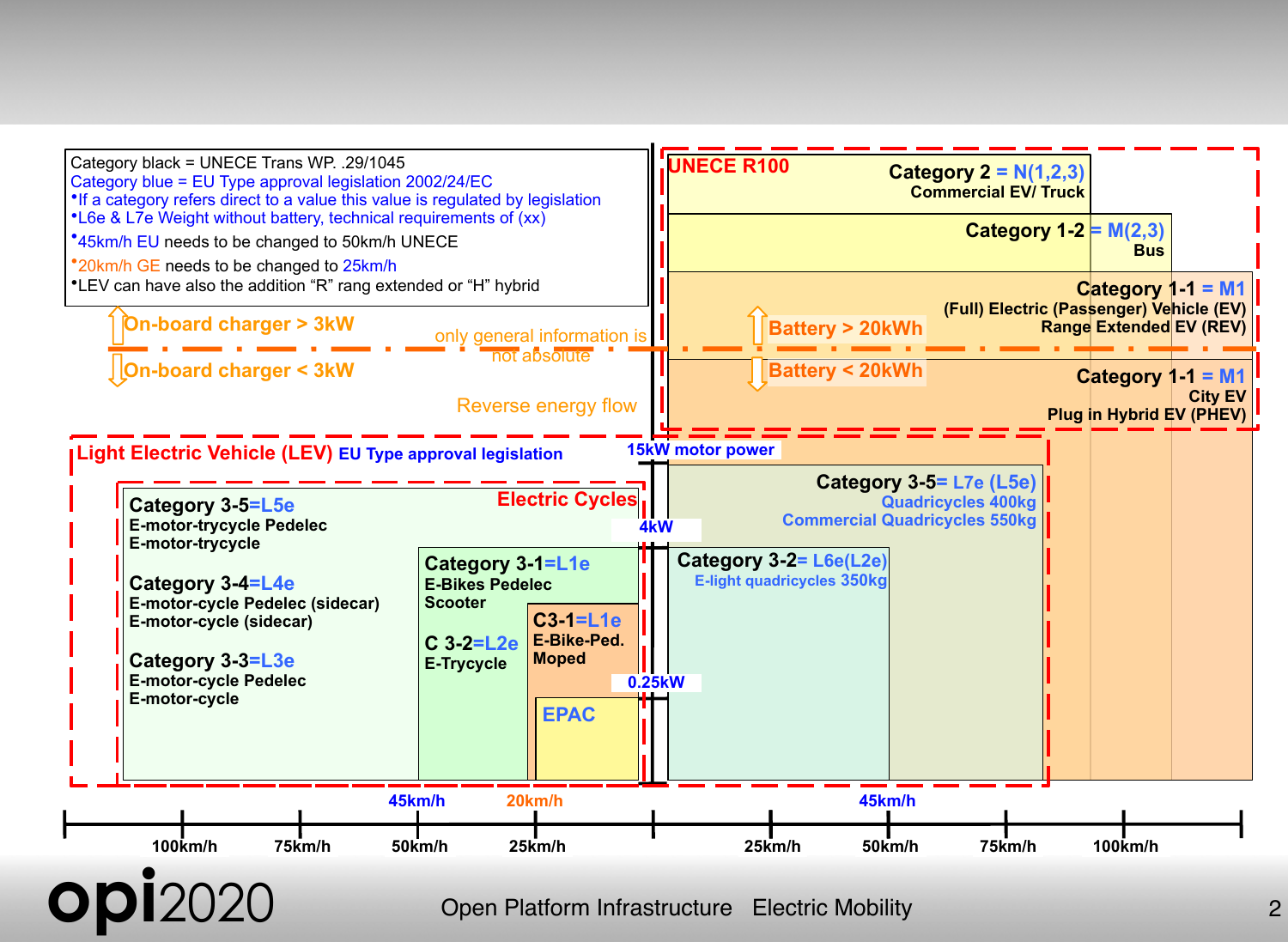Category black = UNECE Trans WP. .29/1045

Category blue = EU Type approval legislation 2002/24/EC

- If a category refers direct to a value this value is regulated by legislation
- L6e & L7e Weight without battery, technical requirements of (xx)
- 45km/h EU needs to be changed to 50km/h UNECE
- 20km/h GE needs to be changed to 25km/h
- LEV can have also the addition "R" rang extended or "H" hybrid

On-board charger > 3kW

On-board charger < 3kW

only general information is not absolute

Reverse energy flow

**UNECE R100**

**Category 2 = N(1,2,3)**
**Commercial EV/ Truck**

**Category 1-2 = M(2,3)**
**Bus**

**Category 1-1 = M1**
**(Full) Electric (Passenger) Vehicle (EV)**
**Range Extended EV (REV)**

Battery > 20kWh

Battery < 20kWh

**Category 1-1 = M1**
**City EV**
**Plug in Hybrid EV (PHEV)**

**Light Electric Vehicle (LEV) EU Type approval legislation**

15kW motor power

**Category 3-5= L7e (L5e)**
Quadricycles 400kg
Commercial Quadricycles 550kg

**Electric Cycles**

**Category 3-5=L5e**
**E-motor-trycycle Pedelec**
**E-motor-trycycle**

4kW

**Category 3-4=L4e**
**E-motor-cycle Pedelec (sidecar)**
**E-motor-cycle (sidecar)**

**Category 3-3=L3e**
**E-motor-cycle Pedelec**
**E-motor-cycle**

**Category 3-1=L1e**
**E-Bikes Pedelec**
**Scooter**

**C 3-2=L2e**
**E-Trycycle**

**C3-1=L1e**
**E-Bike-Ped.**
**Moped**

0.25kW

**EPAC**

**Category 3-2= L6e(L2e)**
E-light quadricycles 350kg

45km/h | 20km/h | 45km/h

100km/h | 75km/h | 50km/h | 25km/h | | 25km/h | 50km/h | 75km/h | 100km/h

Open Platform Infrastructure Electric Mobility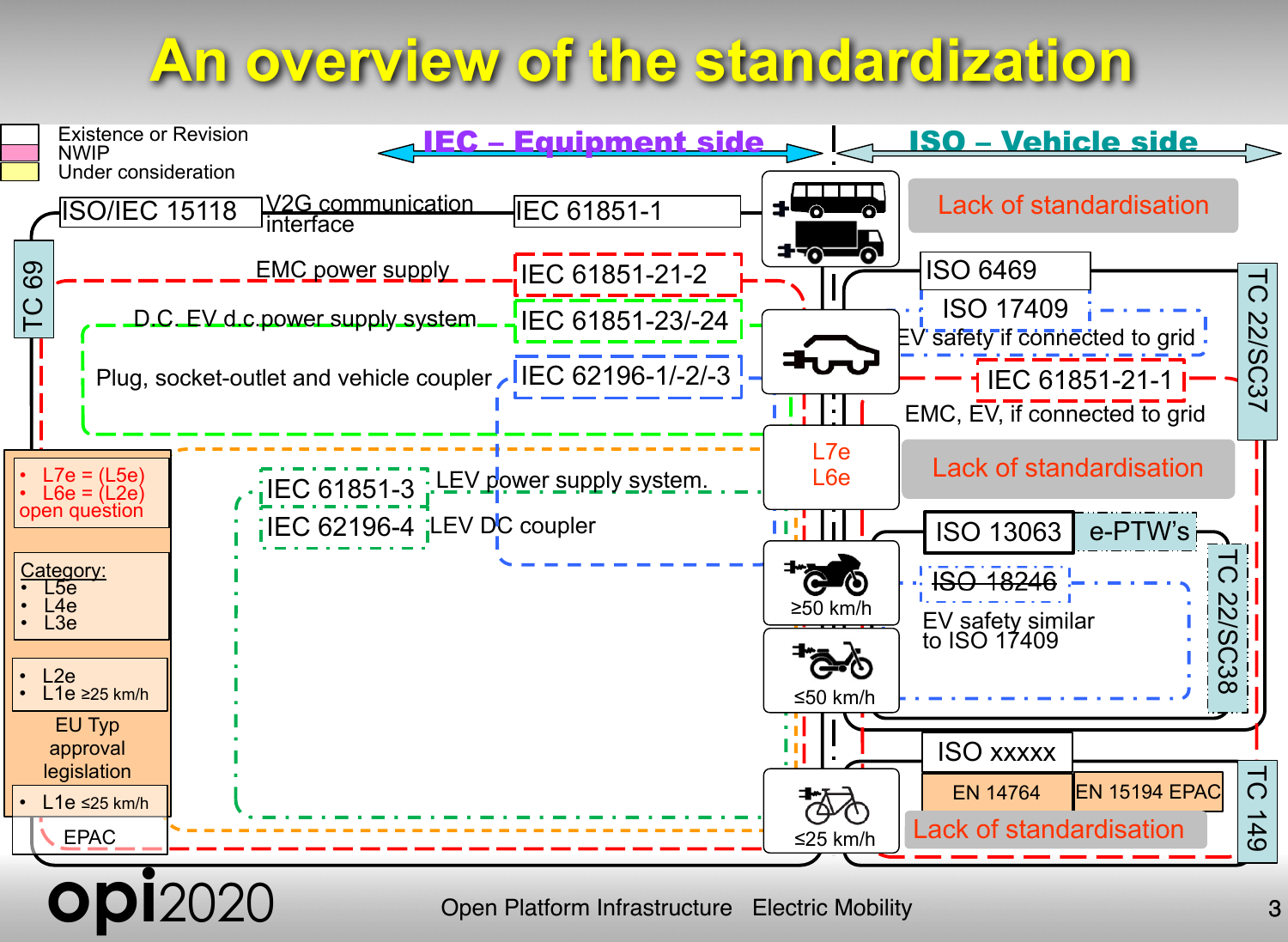# An overview of the standardization

- Existence or Revision
- NWIP
- Under consideration

**IEC – Equipment side** | **ISO – Vehicle side**

TC 69

ISO/IEC 15118 — V2G communication interface — IEC 61851-1

EMC power supply — IEC 61851-21-2

D.C. EV d.c.power supply system — IEC 61851-23/-24

Plug, socket-outlet and vehicle coupler — IEC 62196-1/-2/-3

Lack of standardisation

ISO 6469

ISO 17409

EV safety if connected to grid

IEC 61851-21-1

EMC, EV, if connected to grid

TC 22/SC37

L7e
L6e

Lack of standardisation

IEC 61851-3 — LEV power supply system.

IEC 62196-4 — LEV DC coupler

- L7e = (L5e)
- L6e = (L2e)

open question

Category:

- L5e
- L4e
- L3e

ISO 13063 — e-PTW's

ISO 18246

EV safety similar to ISO 17409

TC 22/SC38

≥50 km/h

≤50 km/h

- L2e
- L1e ≥25 km/h

EU Typ approval legislation

- L1e ≤25 km/h

EPAC

ISO xxxxx

EN 14764 — EN 15194 EPAC

Lack of standardisation

TC 149

≤25 km/h

opi2020 — Open Platform Infrastructure Electric Mobility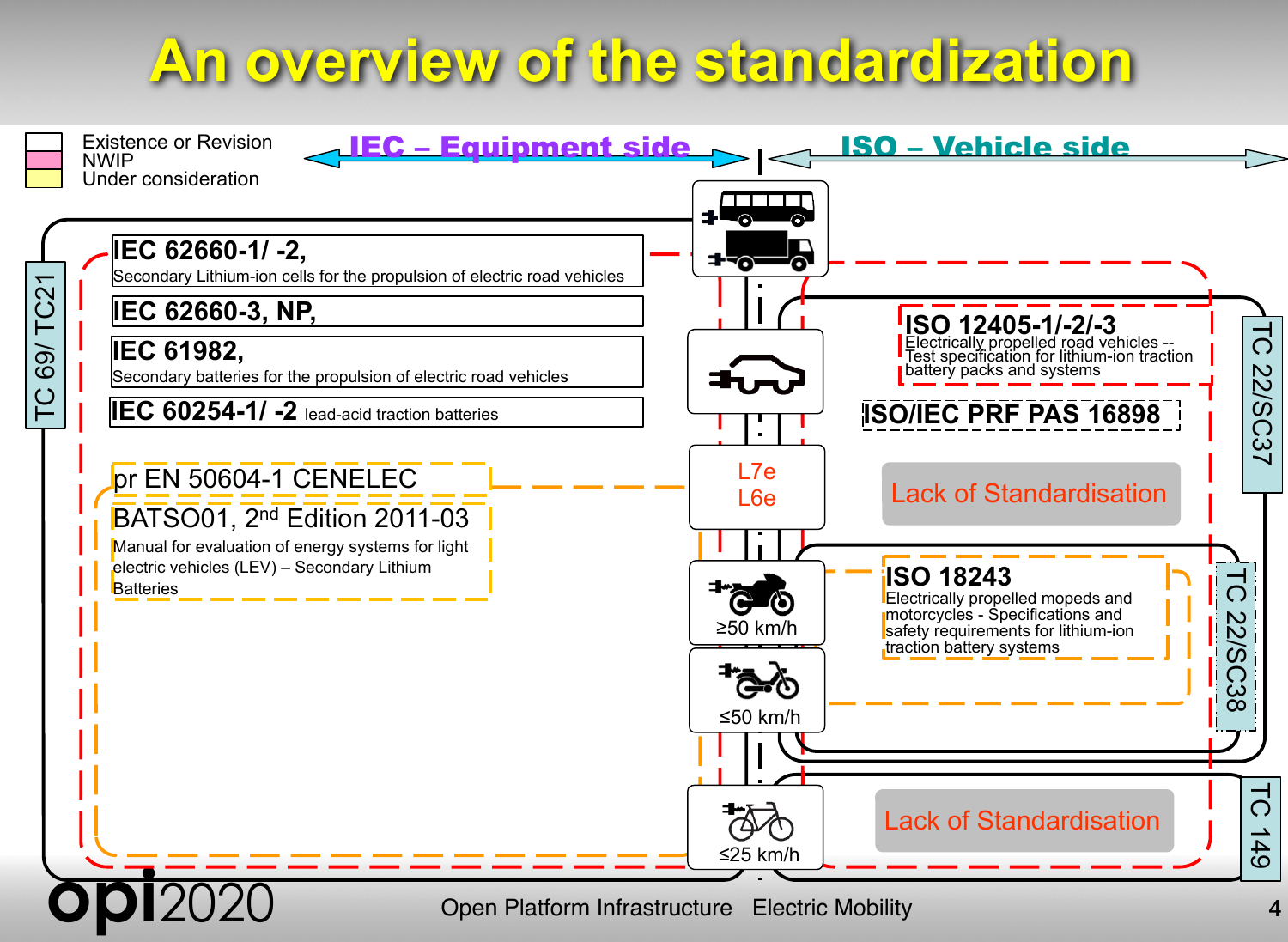# An overview of the standardization

**Legend:**
- Existence or Revision
- NWIP
- Under consideration

**IEC – Equipment side** | **ISO – Vehicle side**

**TC 69/ TC21**

**IEC 62660-1/ -2,**
Secondary Lithium-ion cells for the propulsion of electric road vehicles

**IEC 62660-3, NP,**

**IEC 61982,**
Secondary batteries for the propulsion of electric road vehicles

**IEC 60254-1/ -2** lead-acid traction batteries

pr EN 50604-1 CENELEC

BATSO01, 2nd Edition 2011-03
Manual for evaluation of energy systems for light electric vehicles (LEV) – Secondary Lithium Batteries

L7e
L6e

≥50 km/h

≤50 km/h

≤25 km/h

**TC 22/SC37**

**ISO 12405-1/-2/-3**
Electrically propelled road vehicles -- Test specification for lithium-ion traction battery packs and systems

**ISO/IEC PRF PAS 16898**

Lack of Standardisation

**TC 22/SC38**

**ISO 18243**
Electrically propelled mopeds and motorcycles - Specifications and safety requirements for lithium-ion traction battery systems

**TC 149**

Lack of Standardisation

opi2020 Open Platform Infrastructure Electric Mobility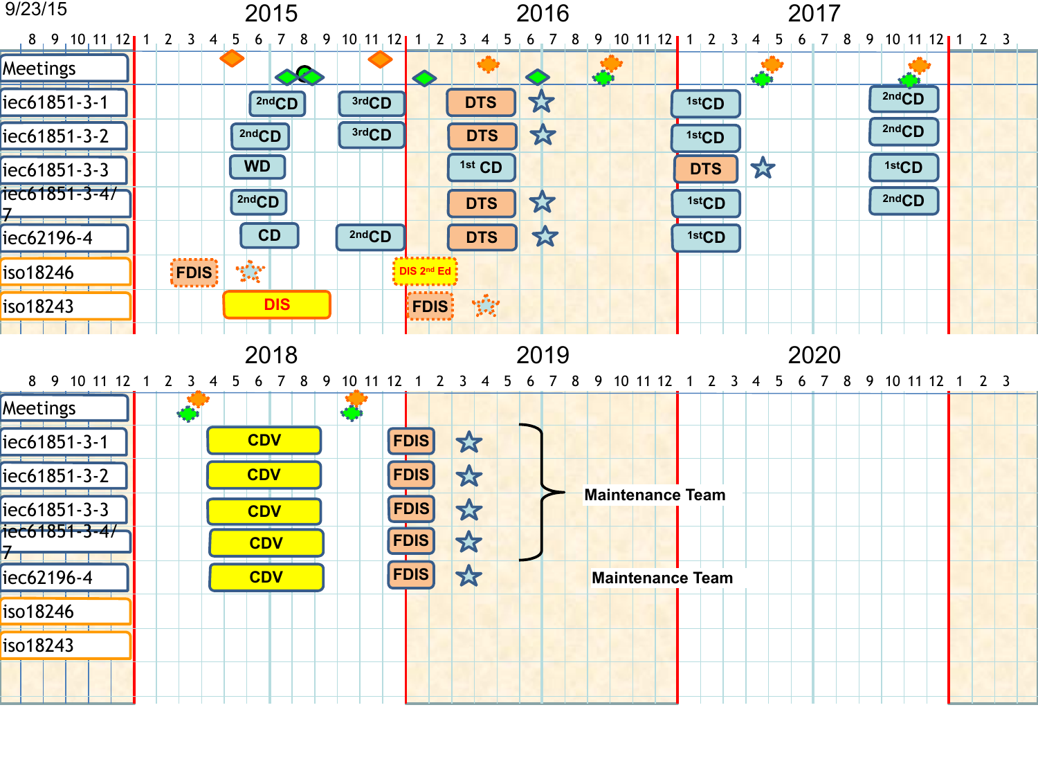9/23/15

| | 2015 | 2016 | 2017 |
|---|---|---|---|
| Meetings | | | |
| iec61851-3-1 | 2ndCD, 3rdCD | DTS, ☆ | 1stCD, 2ndCD |
| iec61851-3-2 | 2ndCD, 3rdCD | DTS, ☆ | 1stCD, 2ndCD |
| iec61851-3-3 | WD | 1st CD | DTS, ☆, 1stCD |
| iec61851-3-4/7 | 2ndCD | DTS, ☆ | 1stCD, 2ndCD |
| iec62196-4 | CD, 2ndCD | DTS, ☆ | 1stCD |
| iso18246 | FDIS, ☆ | DIS 2nd Ed | |
| iso18243 | DIS | FDIS, ☆ | |

| | 2018 | 2019 | 2020 |
|---|---|---|---|
| Meetings | | | |
| iec61851-3-1 | CDV | FDIS, ☆ | Maintenance Team |
| iec61851-3-2 | CDV | FDIS, ☆ | Maintenance Team |
| iec61851-3-3 | CDV | FDIS, ☆ | Maintenance Team |
| iec61851-3-4/7 | CDV | FDIS, ☆ | Maintenance Team |
| iec62196-4 | CDV | FDIS, ☆ | Maintenance Team |
| iso18246 | | | |
| iso18243 | | | |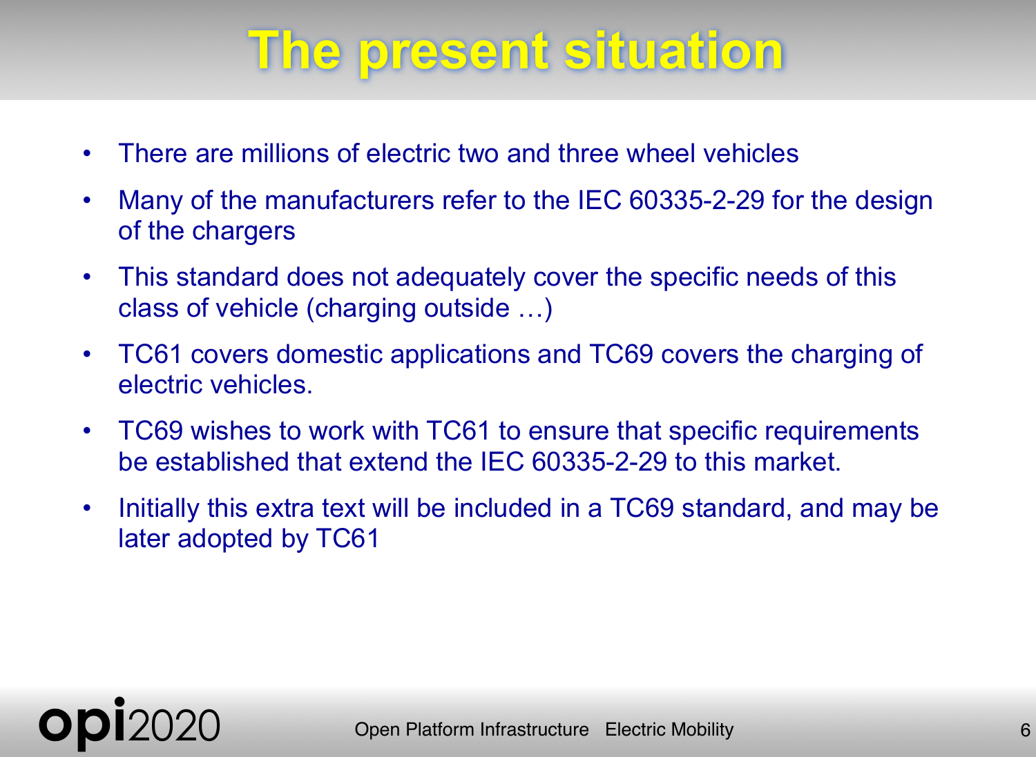# The present situation

- There are millions of electric two and three wheel vehicles
- Many of the manufacturers refer to the IEC 60335-2-29 for the design of the chargers
- This standard does not adequately cover the specific needs of this class of vehicle (charging outside …)
- TC61 covers domestic applications and TC69 covers the charging of electric vehicles.
- TC69 wishes to work with TC61 to ensure that specific requirements be established that extend the IEC 60335-2-29 to this market.
- Initially this extra text will be included in a TC69 standard, and may be later adopted by TC61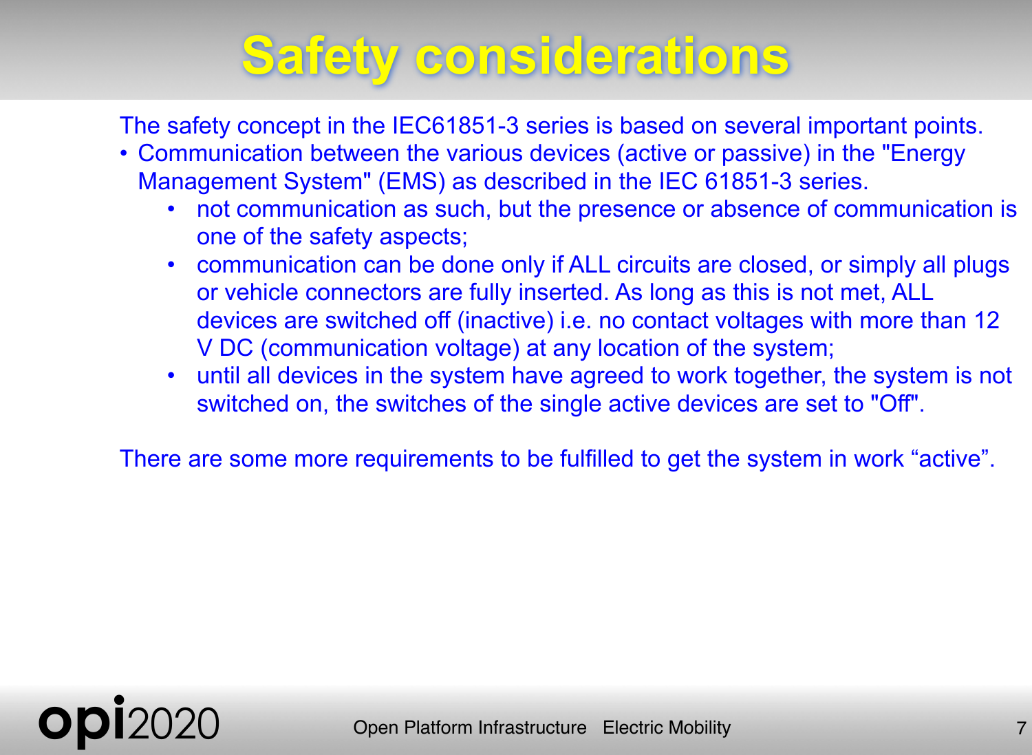# Safety considerations

The safety concept in the IEC61851-3 series is based on several important points.

- Communication between the various devices (active or passive) in the "Energy Management System" (EMS) as described in the IEC 61851-3 series.
  - not communication as such, but the presence or absence of communication is one of the safety aspects;
  - communication can be done only if ALL circuits are closed, or simply all plugs or vehicle connectors are fully inserted. As long as this is not met, ALL devices are switched off (inactive) i.e. no contact voltages with more than 12 V DC (communication voltage) at any location of the system;
  - until all devices in the system have agreed to work together, the system is not switched on, the switches of the single active devices are set to "Off".

There are some more requirements to be fulfilled to get the system in work “active”.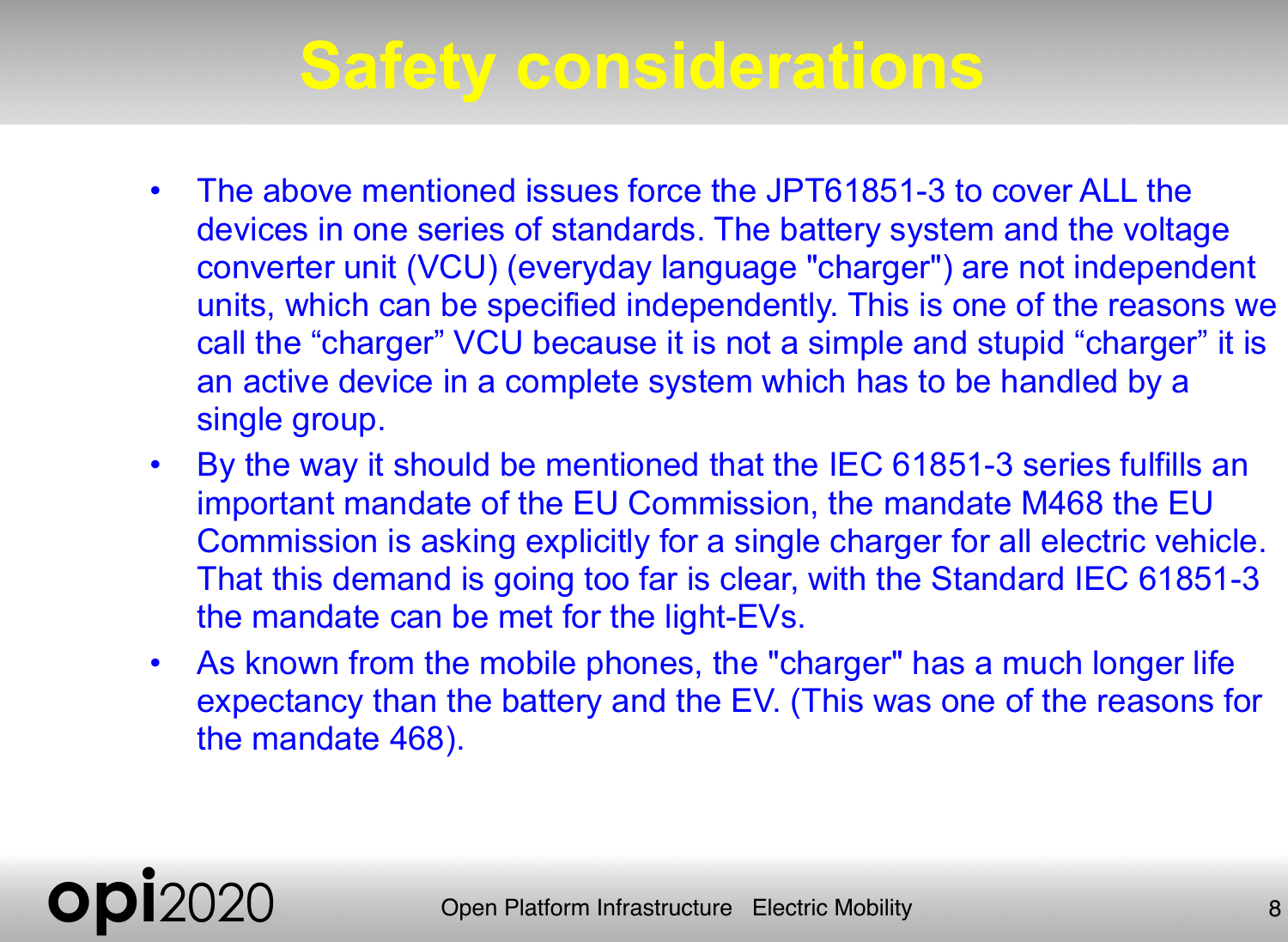# Safety considerations

- The above mentioned issues force the JPT61851-3 to cover ALL the devices in one series of standards. The battery system and the voltage converter unit (VCU) (everyday language "charger") are not independent units, which can be specified independently. This is one of the reasons we call the “charger” VCU because it is not a simple and stupid “charger” it is an active device in a complete system which has to be handled by a single group.
- By the way it should be mentioned that the IEC 61851-3 series fulfills an important mandate of the EU Commission, the mandate M468 the EU Commission is asking explicitly for a single charger for all electric vehicle. That this demand is going too far is clear, with the Standard IEC 61851-3 the mandate can be met for the light-EVs.
- As known from the mobile phones, the "charger" has a much longer life expectancy than the battery and the EV. (This was one of the reasons for the mandate 468).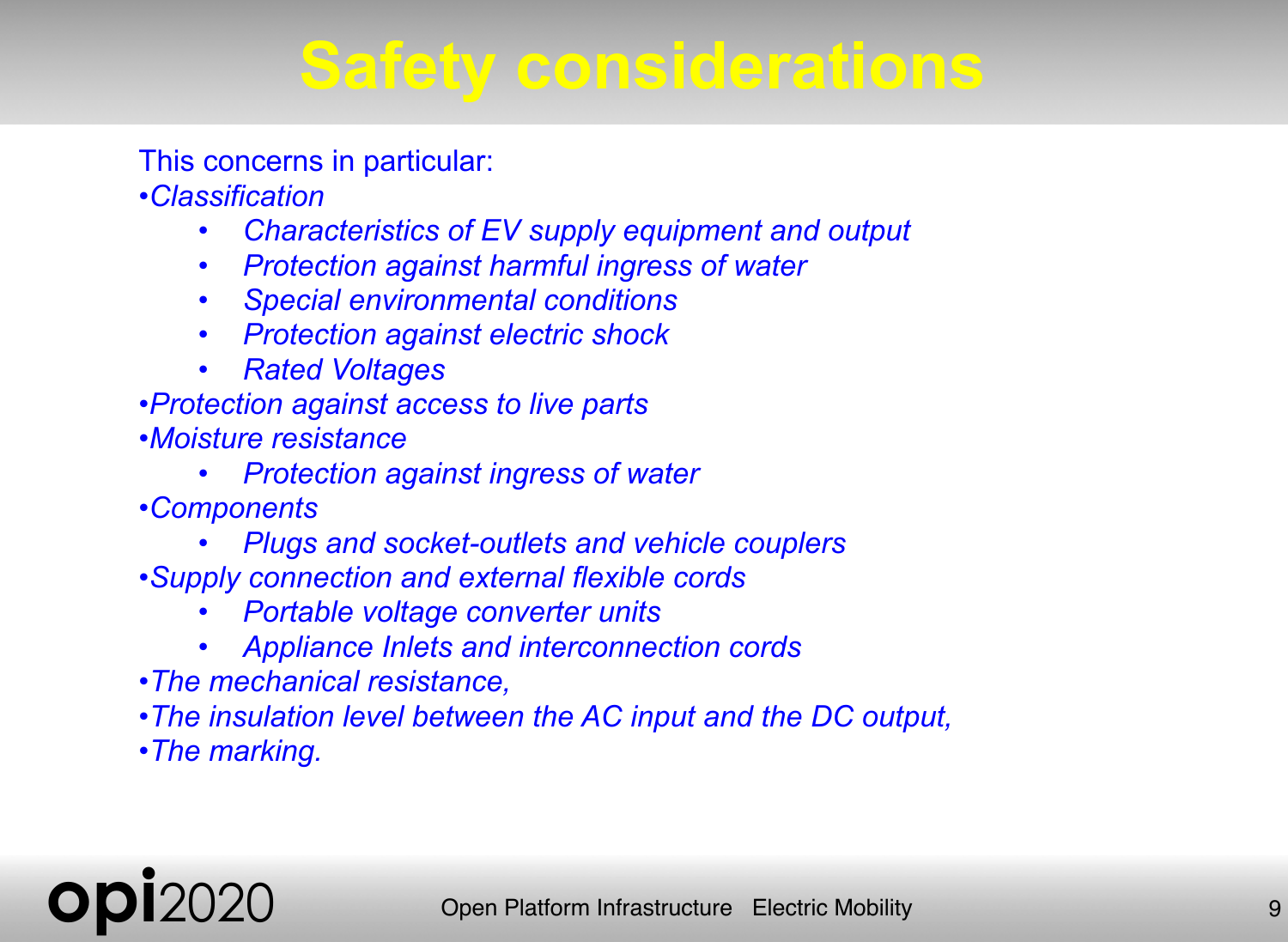# Safety considerations

This concerns in particular:

- *Classification*
    - *Characteristics of EV supply equipment and output*
    - *Protection against harmful ingress of water*
    - *Special environmental conditions*
    - *Protection against electric shock*
    - *Rated Voltages*
- *Protection against access to live parts*
- *Moisture resistance*
    - *Protection against ingress of water*
- *Components*
    - *Plugs and socket-outlets and vehicle couplers*
- *Supply connection and external flexible cords*
    - *Portable voltage converter units*
    - *Appliance Inlets and interconnection cords*
- *The mechanical resistance,*
- *The insulation level between the AC input and the DC output,*
- *The marking.*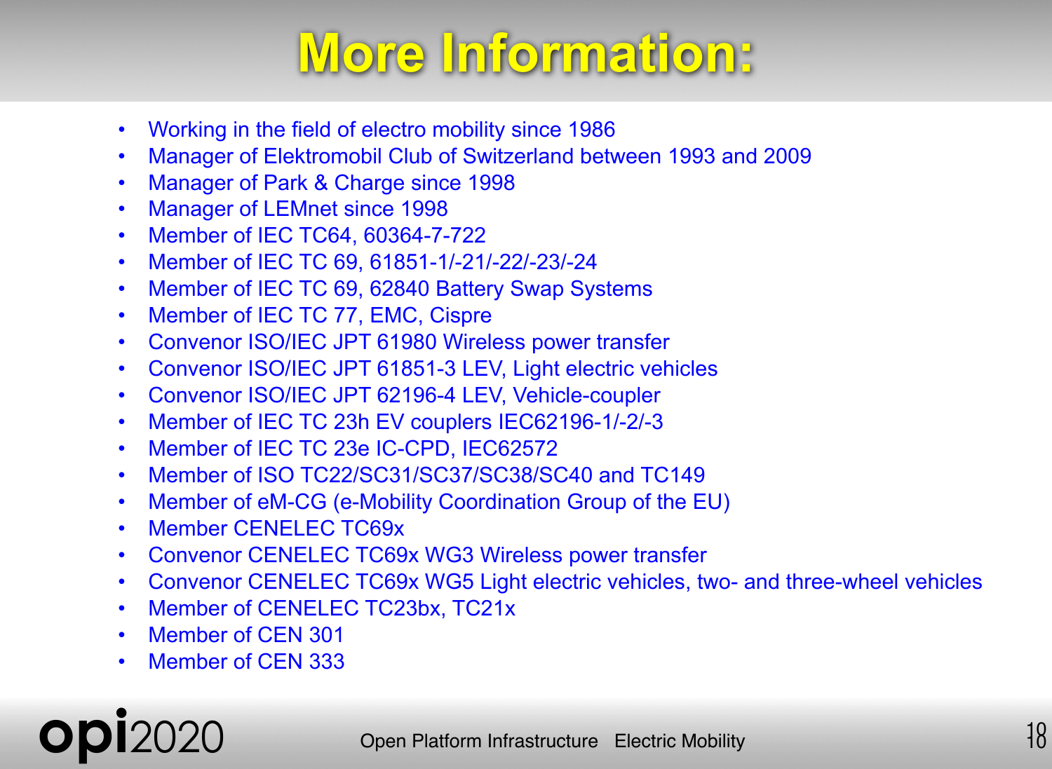# More Information:

- Working in the field of electro mobility since 1986
- Manager of Elektromobil Club of Switzerland between 1993 and 2009
- Manager of Park & Charge since 1998
- Manager of LEMnet since 1998
- Member of IEC TC64, 60364-7-722
- Member of IEC TC 69, 61851-1/-21/-22/-23/-24
- Member of IEC TC 69, 62840 Battery Swap Systems
- Member of IEC TC 77, EMC, Cispre
- Convenor ISO/IEC JPT 61980 Wireless power transfer
- Convenor ISO/IEC JPT 61851-3 LEV, Light electric vehicles
- Convenor ISO/IEC JPT 62196-4 LEV, Vehicle-coupler
- Member of IEC TC 23h EV couplers IEC62196-1/-2/-3
- Member of IEC TC 23e IC-CPD, IEC62572
- Member of ISO TC22/SC31/SC37/SC38/SC40 and TC149
- Member of eM-CG (e-Mobility Coordination Group of the EU)
- Member CENELEC TC69x
- Convenor CENELEC TC69x WG3 Wireless power transfer
- Convenor CENELEC TC69x WG5 Light electric vehicles, two- and three-wheel vehicles
- Member of CENELEC TC23bx, TC21x
- Member of CEN 301
- Member of CEN 333

opi2020 Open Platform Infrastructure Electric Mobility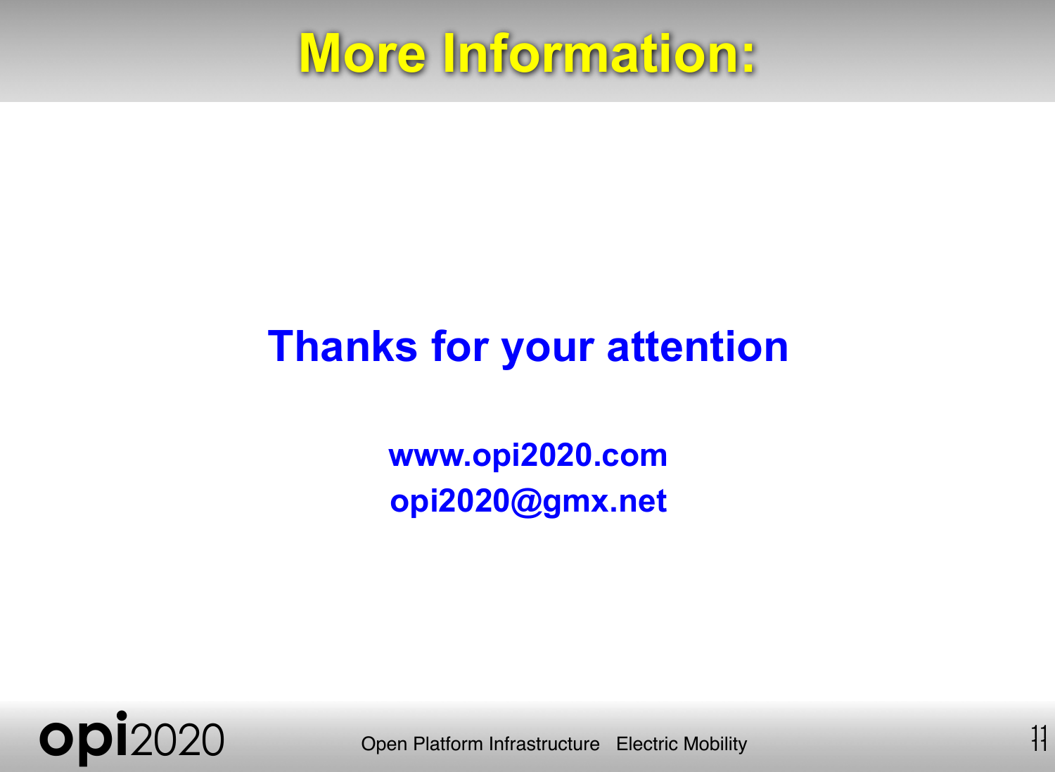# More Information:

## Thanks for your attention

**www.opi2020.com**
**opi2020@gmx.net**